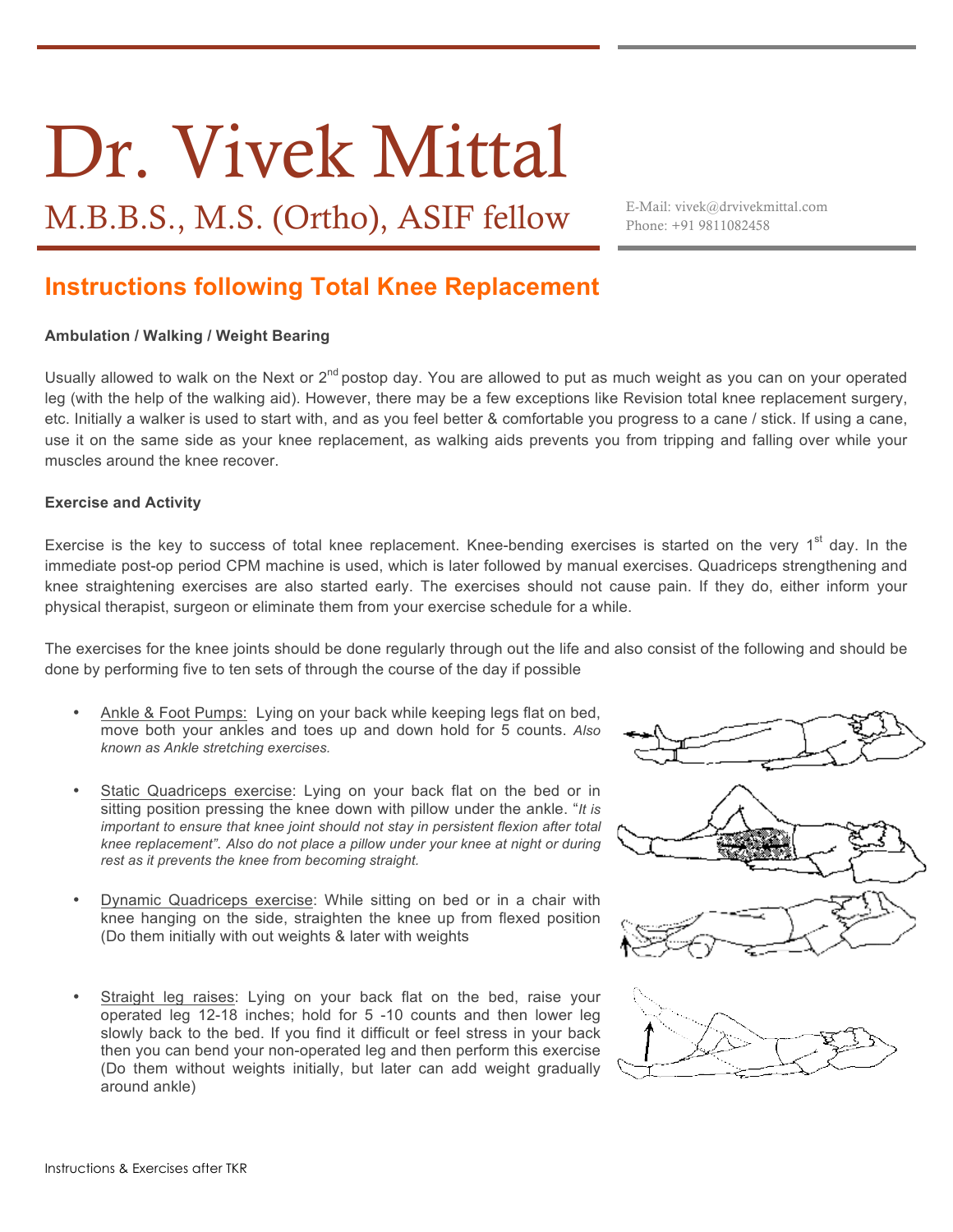# Dr. Vivek Mittal

## M.B.B.S., M.S. (Ortho), ASIF fellow

E-Mail: vivek@drvivekmittal.com
Phone: +91 9811082458

## Instructions following Total Knee Replacement

**Ambulation / Walking / Weight Bearing**

Usually allowed to walk on the Next or 2nd postop day. You are allowed to put as much weight as you can on your operated leg (with the help of the walking aid). However, there may be a few exceptions like Revision total knee replacement surgery, etc. Initially a walker is used to start with, and as you feel better & comfortable you progress to a cane / stick. If using a cane, use it on the same side as your knee replacement, as walking aids prevents you from tripping and falling over while your muscles around the knee recover.

**Exercise and Activity**

Exercise is the key to success of total knee replacement. Knee-bending exercises is started on the very 1st day. In the immediate post-op period CPM machine is used, which is later followed by manual exercises. Quadriceps strengthening and knee straightening exercises are also started early. The exercises should not cause pain. If they do, either inform your physical therapist, surgeon or eliminate them from your exercise schedule for a while.

The exercises for the knee joints should be done regularly through out the life and also consist of the following and should be done by performing five to ten sets of through the course of the day if possible

- Ankle & Foot Pumps: Lying on your back while keeping legs flat on bed, move both your ankles and toes up and down hold for 5 counts. *Also known as Ankle stretching exercises.*

- Static Quadriceps exercise: Lying on your back flat on the bed or in sitting position pressing the knee down with pillow under the ankle. "*It is important to ensure that knee joint should not stay in persistent flexion after total knee replacement". Also do not place a pillow under your knee at night or during rest as it prevents the knee from becoming straight.*

- Dynamic Quadriceps exercise: While sitting on bed or in a chair with knee hanging on the side, straighten the knee up from flexed position (Do them initially with out weights & later with weights

- Straight leg raises: Lying on your back flat on the bed, raise your operated leg 12-18 inches; hold for 5 -10 counts and then lower leg slowly back to the bed. If you find it difficult or feel stress in your back then you can bend your non-operated leg and then perform this exercise (Do them without weights initially, but later can add weight gradually around ankle)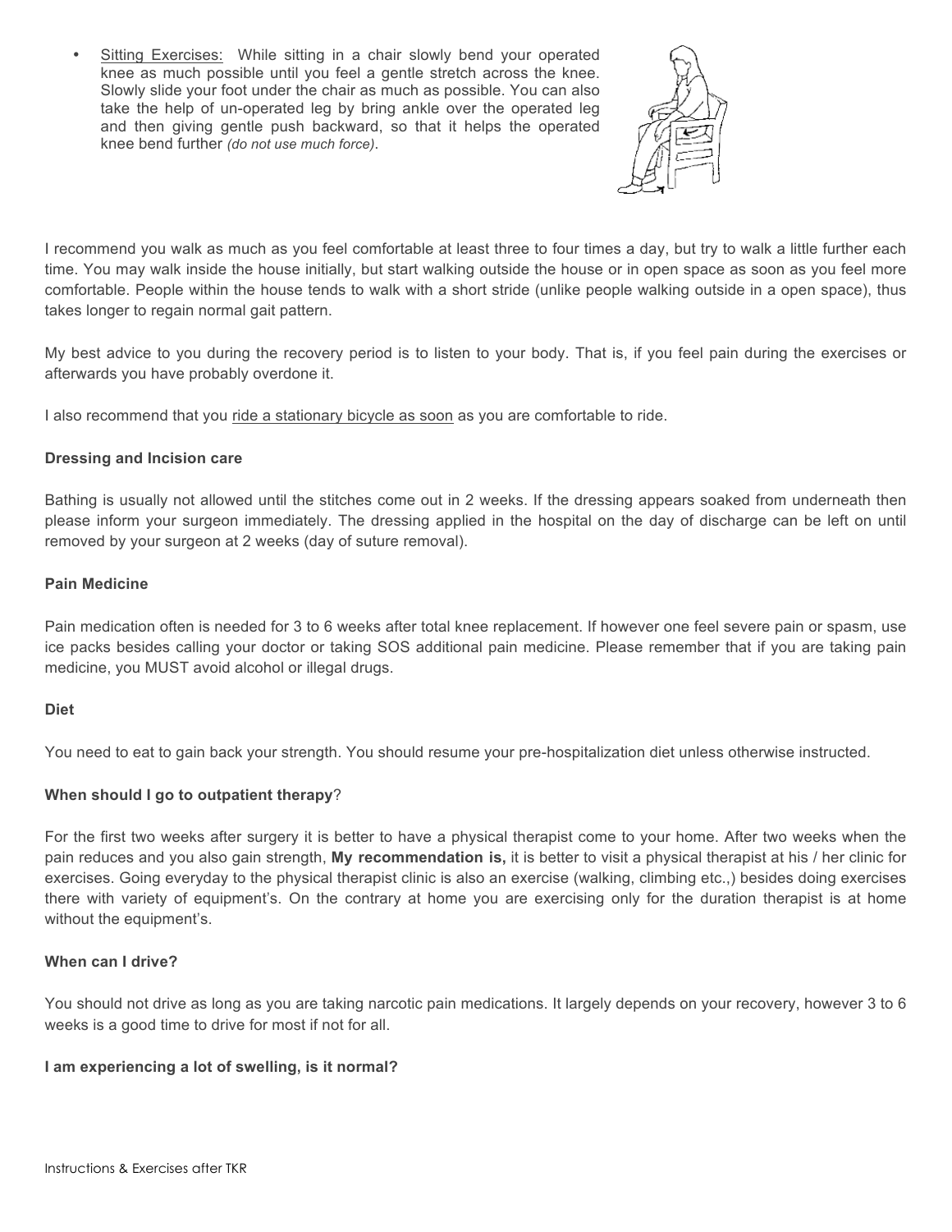- Sitting Exercises: While sitting in a chair slowly bend your operated knee as much possible until you feel a gentle stretch across the knee. Slowly slide your foot under the chair as much as possible. You can also take the help of un-operated leg by bring ankle over the operated leg and then giving gentle push backward, so that it helps the operated knee bend further *(do not use much force)*.

I recommend you walk as much as you feel comfortable at least three to four times a day, but try to walk a little further each time. You may walk inside the house initially, but start walking outside the house or in open space as soon as you feel more comfortable. People within the house tends to walk with a short stride (unlike people walking outside in a open space), thus takes longer to regain normal gait pattern.

My best advice to you during the recovery period is to listen to your body. That is, if you feel pain during the exercises or afterwards you have probably overdone it.

I also recommend that you ride a stationary bicycle as soon as you are comfortable to ride.

**Dressing and Incision care**

Bathing is usually not allowed until the stitches come out in 2 weeks. If the dressing appears soaked from underneath then please inform your surgeon immediately. The dressing applied in the hospital on the day of discharge can be left on until removed by your surgeon at 2 weeks (day of suture removal).

**Pain Medicine**

Pain medication often is needed for 3 to 6 weeks after total knee replacement. If however one feel severe pain or spasm, use ice packs besides calling your doctor or taking SOS additional pain medicine. Please remember that if you are taking pain medicine, you MUST avoid alcohol or illegal drugs.

**Diet**

You need to eat to gain back your strength. You should resume your pre-hospitalization diet unless otherwise instructed.

**When should I go to outpatient therapy**?

For the first two weeks after surgery it is better to have a physical therapist come to your home. After two weeks when the pain reduces and you also gain strength, **My recommendation is,** it is better to visit a physical therapist at his / her clinic for exercises. Going everyday to the physical therapist clinic is also an exercise (walking, climbing etc.,) besides doing exercises there with variety of equipment's. On the contrary at home you are exercising only for the duration therapist is at home without the equipment's.

**When can I drive?**

You should not drive as long as you are taking narcotic pain medications. It largely depends on your recovery, however 3 to 6 weeks is a good time to drive for most if not for all.

**I am experiencing a lot of swelling, is it normal?**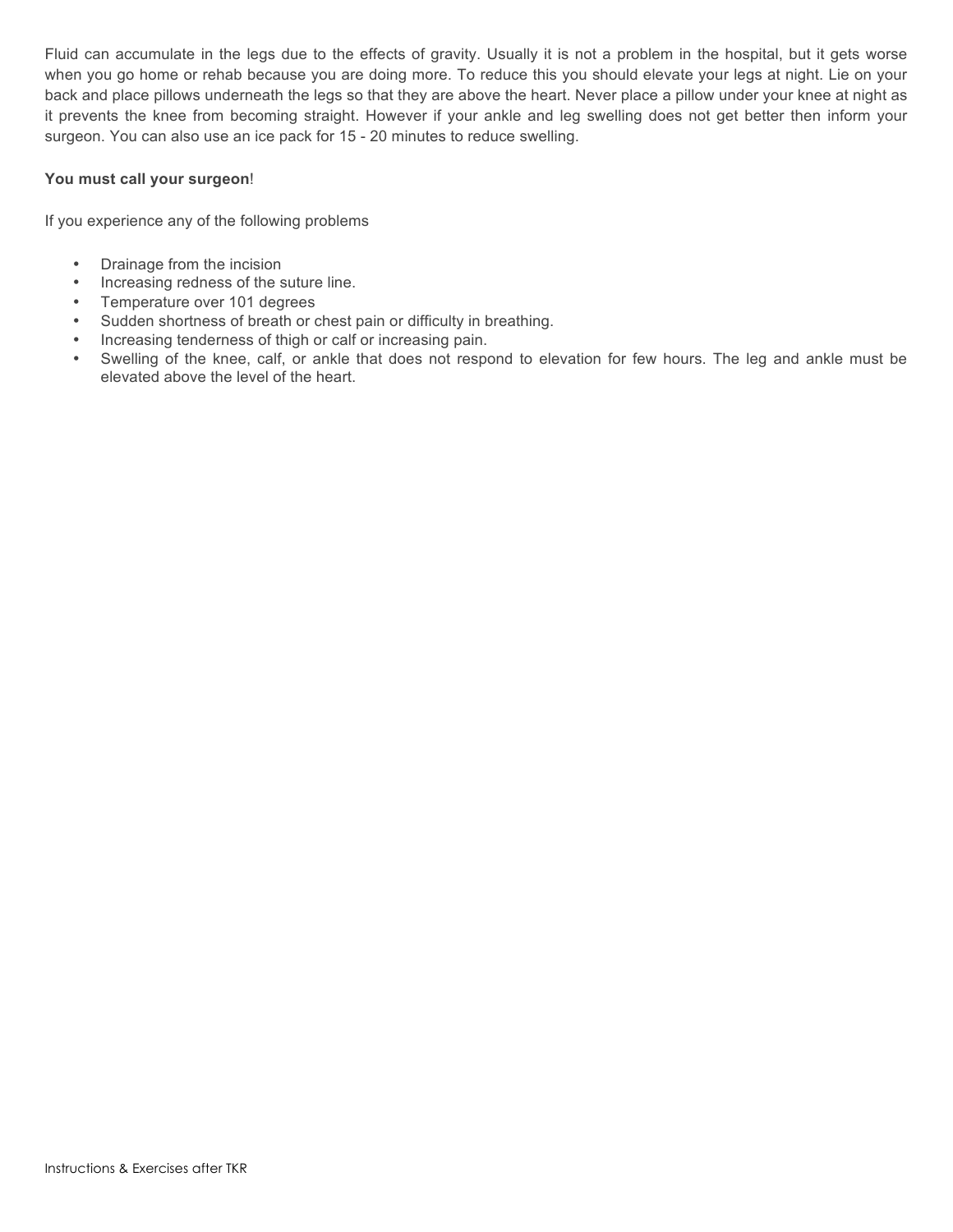Fluid can accumulate in the legs due to the effects of gravity. Usually it is not a problem in the hospital, but it gets worse when you go home or rehab because you are doing more. To reduce this you should elevate your legs at night. Lie on your back and place pillows underneath the legs so that they are above the heart. Never place a pillow under your knee at night as it prevents the knee from becoming straight. However if your ankle and leg swelling does not get better then inform your surgeon. You can also use an ice pack for 15 - 20 minutes to reduce swelling.

**You must call your surgeon**!

If you experience any of the following problems

- Drainage from the incision
- Increasing redness of the suture line.
- Temperature over 101 degrees
- Sudden shortness of breath or chest pain or difficulty in breathing.
- Increasing tenderness of thigh or calf or increasing pain.
- Swelling of the knee, calf, or ankle that does not respond to elevation for few hours. The leg and ankle must be elevated above the level of the heart.